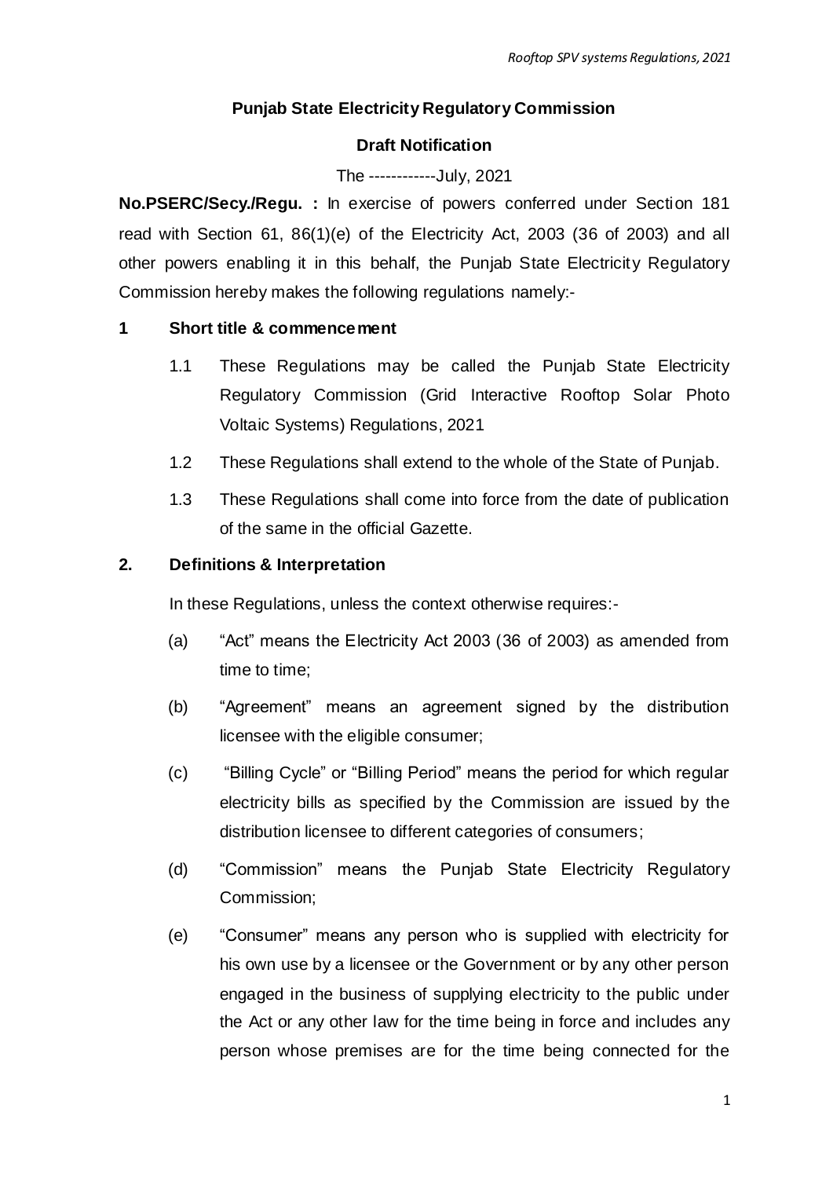**Punjab State Electricity Regulatory Commission**

**Draft Notification**

The ------------July, 2021

**No.PSERC/Secy./Regu. :** In exercise of powers conferred under Section 181 read with Section 61, 86(1)(e) of the Electricity Act, 2003 (36 of 2003) and all other powers enabling it in this behalf, the Punjab State Electricity Regulatory Commission hereby makes the following regulations namely:-

## 1 Short title & commencement

1.1 These Regulations may be called the Punjab State Electricity Regulatory Commission (Grid Interactive Rooftop Solar Photo Voltaic Systems) Regulations, 2021

1.2 These Regulations shall extend to the whole of the State of Punjab.

1.3 These Regulations shall come into force from the date of publication of the same in the official Gazette.

## 2. Definitions & Interpretation

In these Regulations, unless the context otherwise requires:-

(a) "Act" means the Electricity Act 2003 (36 of 2003) as amended from time to time;

(b) "Agreement" means an agreement signed by the distribution licensee with the eligible consumer;

(c) "Billing Cycle" or "Billing Period" means the period for which regular electricity bills as specified by the Commission are issued by the distribution licensee to different categories of consumers;

(d) "Commission" means the Punjab State Electricity Regulatory Commission;

(e) "Consumer" means any person who is supplied with electricity for his own use by a licensee or the Government or by any other person engaged in the business of supplying electricity to the public under the Act or any other law for the time being in force and includes any person whose premises are for the time being connected for the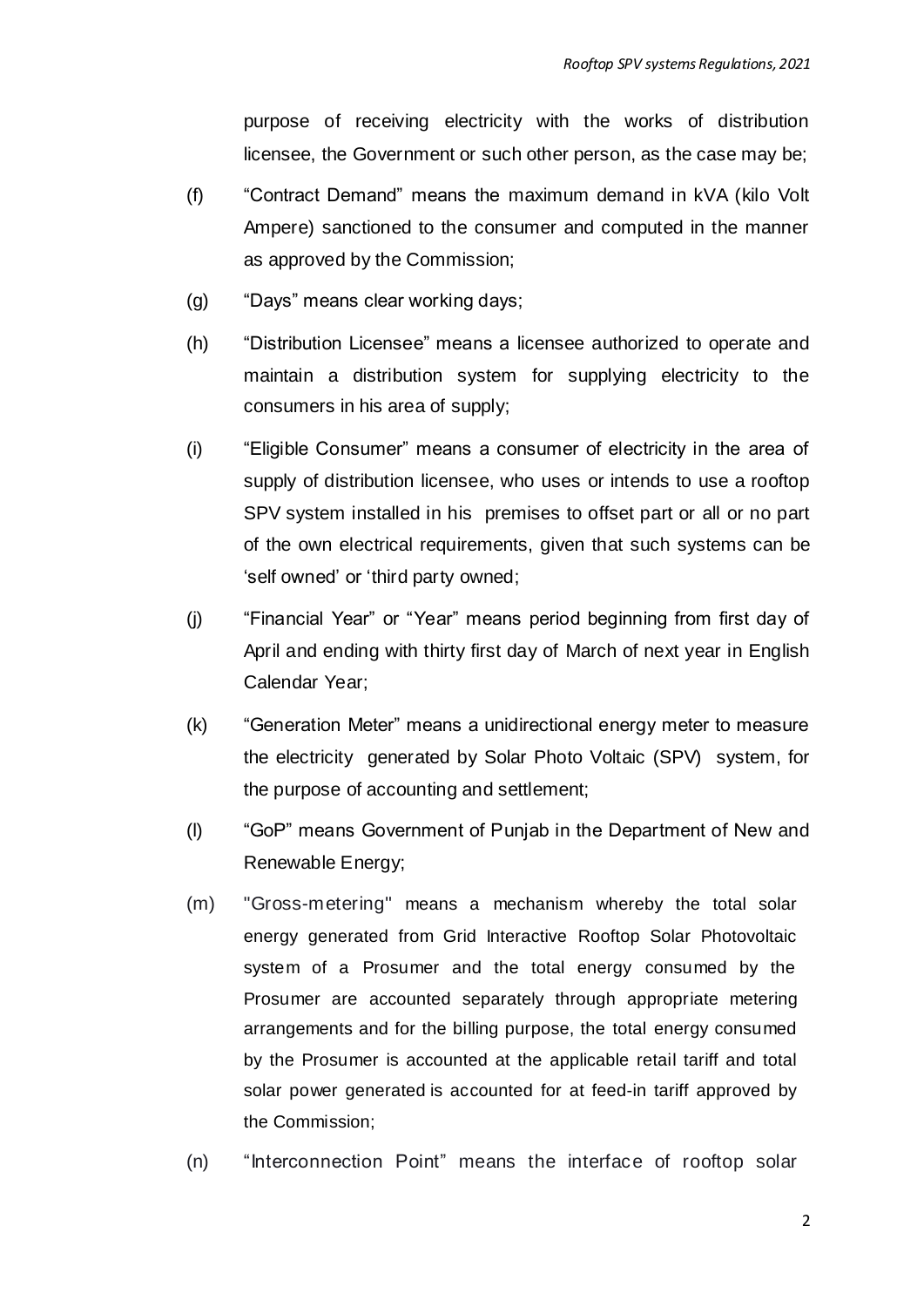purpose of receiving electricity with the works of distribution licensee, the Government or such other person, as the case may be;

(f) "Contract Demand" means the maximum demand in kVA (kilo Volt Ampere) sanctioned to the consumer and computed in the manner as approved by the Commission;

(g) "Days" means clear working days;

(h) "Distribution Licensee" means a licensee authorized to operate and maintain a distribution system for supplying electricity to the consumers in his area of supply;

(i) "Eligible Consumer" means a consumer of electricity in the area of supply of distribution licensee, who uses or intends to use a rooftop SPV system installed in his premises to offset part or all or no part of the own electrical requirements, given that such systems can be 'self owned' or 'third party owned;

(j) "Financial Year" or "Year" means period beginning from first day of April and ending with thirty first day of March of next year in English Calendar Year;

(k) "Generation Meter" means a unidirectional energy meter to measure the electricity generated by Solar Photo Voltaic (SPV) system, for the purpose of accounting and settlement;

(l) "GoP" means Government of Punjab in the Department of New and Renewable Energy;

(m) "Gross-metering" means a mechanism whereby the total solar energy generated from Grid Interactive Rooftop Solar Photovoltaic system of a Prosumer and the total energy consumed by the Prosumer are accounted separately through appropriate metering arrangements and for the billing purpose, the total energy consumed by the Prosumer is accounted at the applicable retail tariff and total solar power generated is accounted for at feed-in tariff approved by the Commission;

(n) "Interconnection Point" means the interface of rooftop solar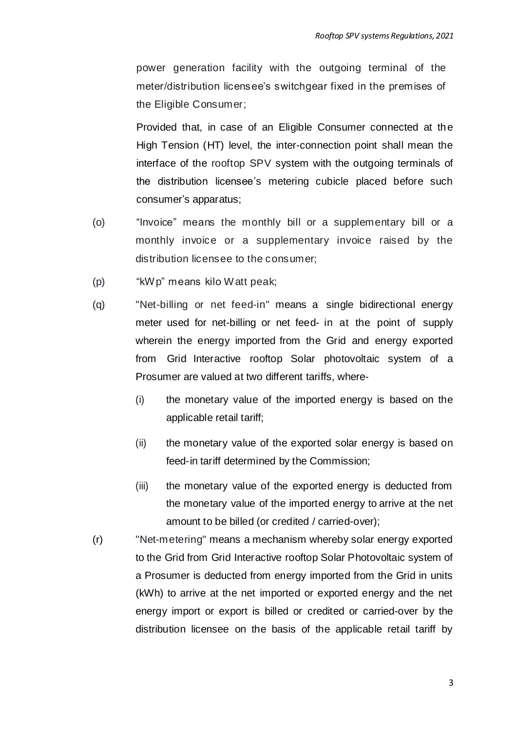power generation facility with the outgoing terminal of the meter/distribution licensee's switchgear fixed in the premises of the Eligible Consumer;

Provided that, in case of an Eligible Consumer connected at the High Tension (HT) level, the inter-connection point shall mean the interface of the rooftop SPV system with the outgoing terminals of the distribution licensee's metering cubicle placed before such consumer's apparatus;

(o) "Invoice" means the monthly bill or a supplementary bill or a monthly invoice or a supplementary invoice raised by the distribution licensee to the consumer;

(p) "kWp" means kilo Watt peak;

(q) "Net-billing or net feed-in" means a single bidirectional energy meter used for net-billing or net feed- in at the point of supply wherein the energy imported from the Grid and energy exported from Grid Interactive rooftop Solar photovoltaic system of a Prosumer are valued at two different tariffs, where-

  (i) the monetary value of the imported energy is based on the applicable retail tariff;

  (ii) the monetary value of the exported solar energy is based on feed-in tariff determined by the Commission;

  (iii) the monetary value of the exported energy is deducted from the monetary value of the imported energy to arrive at the net amount to be billed (or credited / carried-over);

(r) "Net-metering" means a mechanism whereby solar energy exported to the Grid from Grid Interactive rooftop Solar Photovoltaic system of a Prosumer is deducted from energy imported from the Grid in units (kWh) to arrive at the net imported or exported energy and the net energy import or export is billed or credited or carried-over by the distribution licensee on the basis of the applicable retail tariff by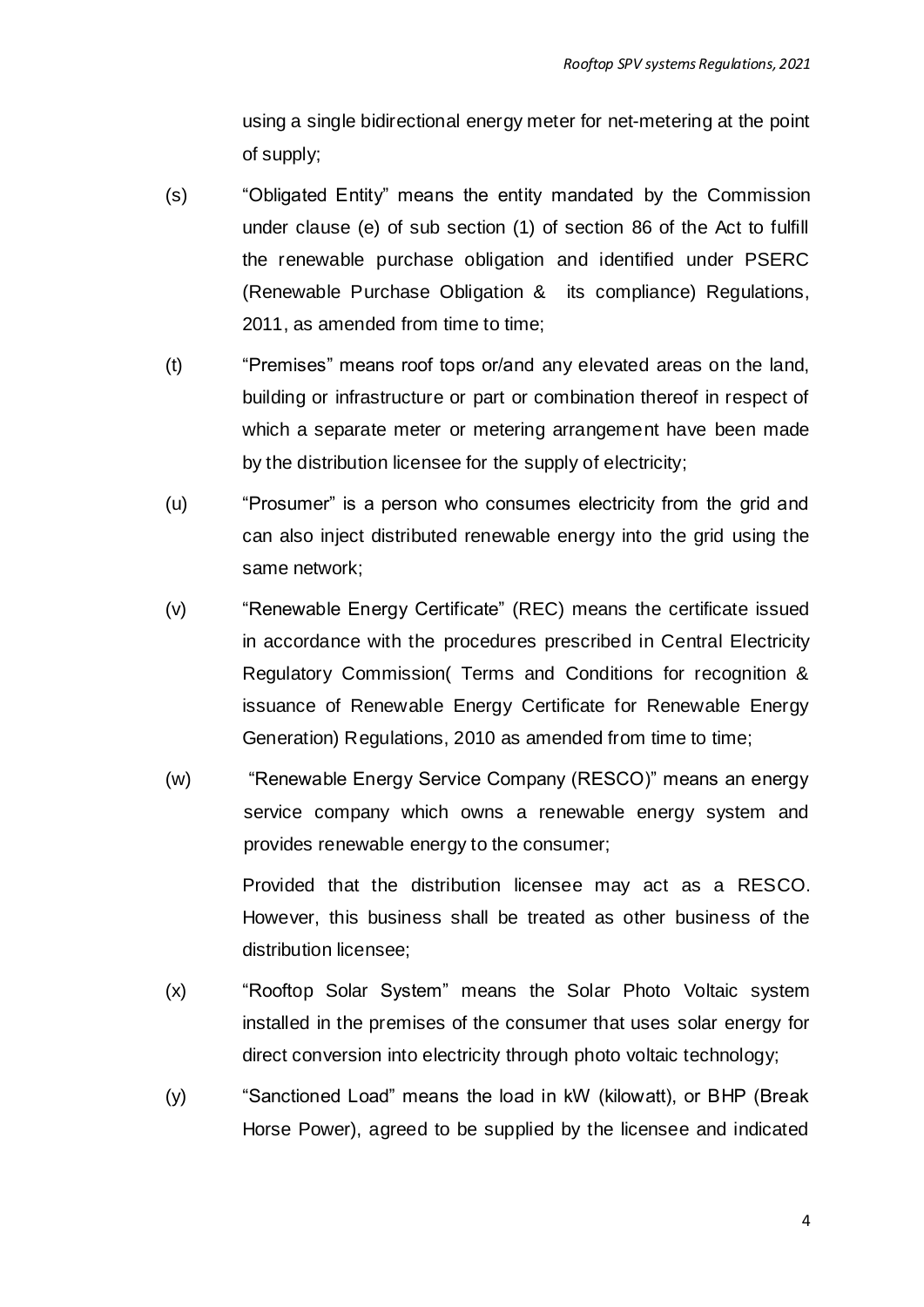using a single bidirectional energy meter for net-metering at the point of supply;

(s) "Obligated Entity" means the entity mandated by the Commission under clause (e) of sub section (1) of section 86 of the Act to fulfill the renewable purchase obligation and identified under PSERC (Renewable Purchase Obligation & its compliance) Regulations, 2011, as amended from time to time;

(t) "Premises" means roof tops or/and any elevated areas on the land, building or infrastructure or part or combination thereof in respect of which a separate meter or metering arrangement have been made by the distribution licensee for the supply of electricity;

(u) "Prosumer" is a person who consumes electricity from the grid and can also inject distributed renewable energy into the grid using the same network;

(v) "Renewable Energy Certificate" (REC) means the certificate issued in accordance with the procedures prescribed in Central Electricity Regulatory Commission( Terms and Conditions for recognition & issuance of Renewable Energy Certificate for Renewable Energy Generation) Regulations, 2010 as amended from time to time;

(w) "Renewable Energy Service Company (RESCO)" means an energy service company which owns a renewable energy system and provides renewable energy to the consumer;

Provided that the distribution licensee may act as a RESCO. However, this business shall be treated as other business of the distribution licensee;

(x) "Rooftop Solar System" means the Solar Photo Voltaic system installed in the premises of the consumer that uses solar energy for direct conversion into electricity through photo voltaic technology;

(y) "Sanctioned Load" means the load in kW (kilowatt), or BHP (Break Horse Power), agreed to be supplied by the licensee and indicated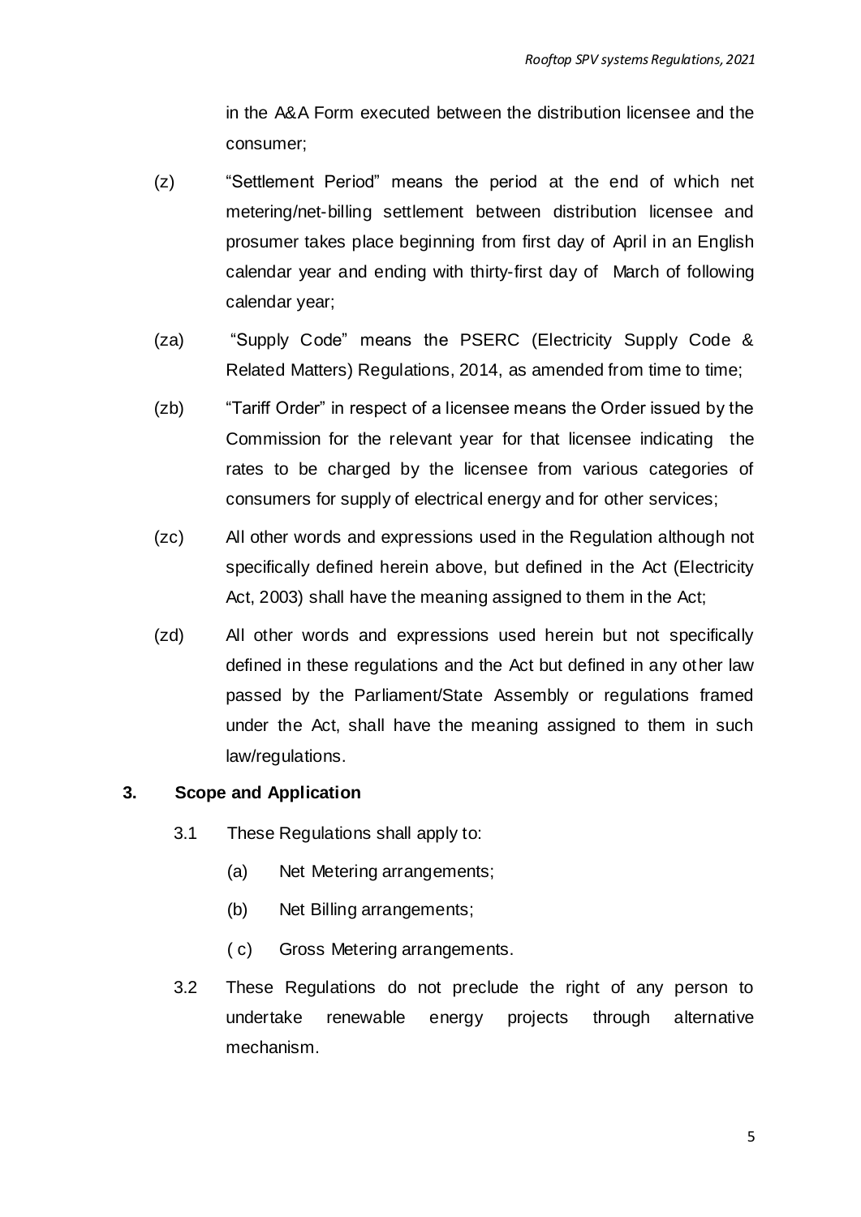in the A&A Form executed between the distribution licensee and the consumer;

(z) "Settlement Period" means the period at the end of which net metering/net-billing settlement between distribution licensee and prosumer takes place beginning from first day of April in an English calendar year and ending with thirty-first day of March of following calendar year;

(za) "Supply Code" means the PSERC (Electricity Supply Code & Related Matters) Regulations, 2014, as amended from time to time;

(zb) "Tariff Order" in respect of a licensee means the Order issued by the Commission for the relevant year for that licensee indicating the rates to be charged by the licensee from various categories of consumers for supply of electrical energy and for other services;

(zc) All other words and expressions used in the Regulation although not specifically defined herein above, but defined in the Act (Electricity Act, 2003) shall have the meaning assigned to them in the Act;

(zd) All other words and expressions used herein but not specifically defined in these regulations and the Act but defined in any other law passed by the Parliament/State Assembly or regulations framed under the Act, shall have the meaning assigned to them in such law/regulations.

## 3. Scope and Application

3.1 These Regulations shall apply to:

(a) Net Metering arrangements;

(b) Net Billing arrangements;

( c) Gross Metering arrangements.

3.2 These Regulations do not preclude the right of any person to undertake renewable energy projects through alternative mechanism.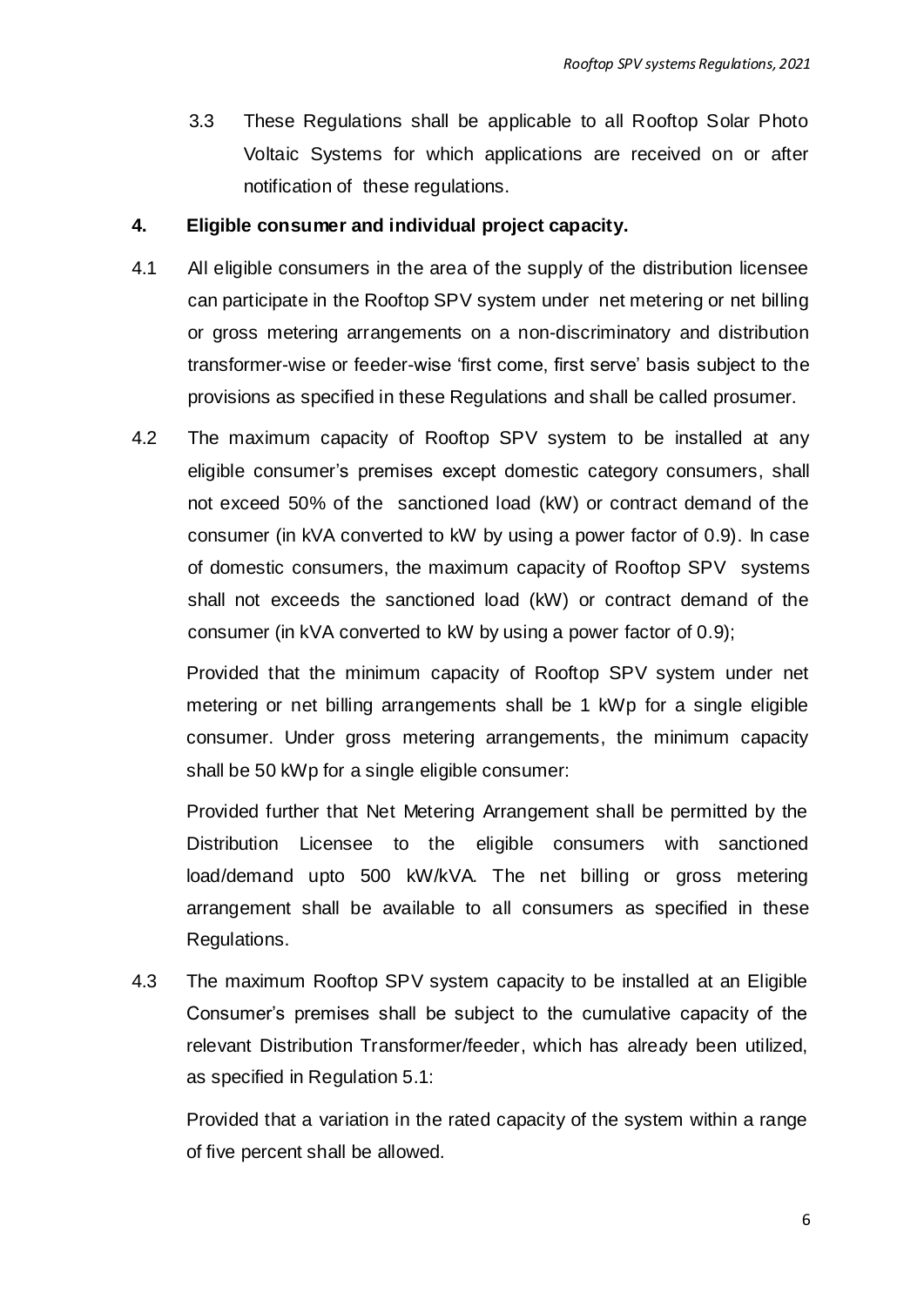3.3 These Regulations shall be applicable to all Rooftop Solar Photo Voltaic Systems for which applications are received on or after notification of these regulations.

**4. Eligible consumer and individual project capacity.**

4.1 All eligible consumers in the area of the supply of the distribution licensee can participate in the Rooftop SPV system under net metering or net billing or gross metering arrangements on a non-discriminatory and distribution transformer-wise or feeder-wise 'first come, first serve' basis subject to the provisions as specified in these Regulations and shall be called prosumer.

4.2 The maximum capacity of Rooftop SPV system to be installed at any eligible consumer's premises except domestic category consumers, shall not exceed 50% of the sanctioned load (kW) or contract demand of the consumer (in kVA converted to kW by using a power factor of 0.9). In case of domestic consumers, the maximum capacity of Rooftop SPV systems shall not exceeds the sanctioned load (kW) or contract demand of the consumer (in kVA converted to kW by using a power factor of 0.9);

Provided that the minimum capacity of Rooftop SPV system under net metering or net billing arrangements shall be 1 kWp for a single eligible consumer. Under gross metering arrangements, the minimum capacity shall be 50 kWp for a single eligible consumer:

Provided further that Net Metering Arrangement shall be permitted by the Distribution Licensee to the eligible consumers with sanctioned load/demand upto 500 kW/kVA. The net billing or gross metering arrangement shall be available to all consumers as specified in these Regulations.

4.3 The maximum Rooftop SPV system capacity to be installed at an Eligible Consumer's premises shall be subject to the cumulative capacity of the relevant Distribution Transformer/feeder, which has already been utilized, as specified in Regulation 5.1:

Provided that a variation in the rated capacity of the system within a range of five percent shall be allowed.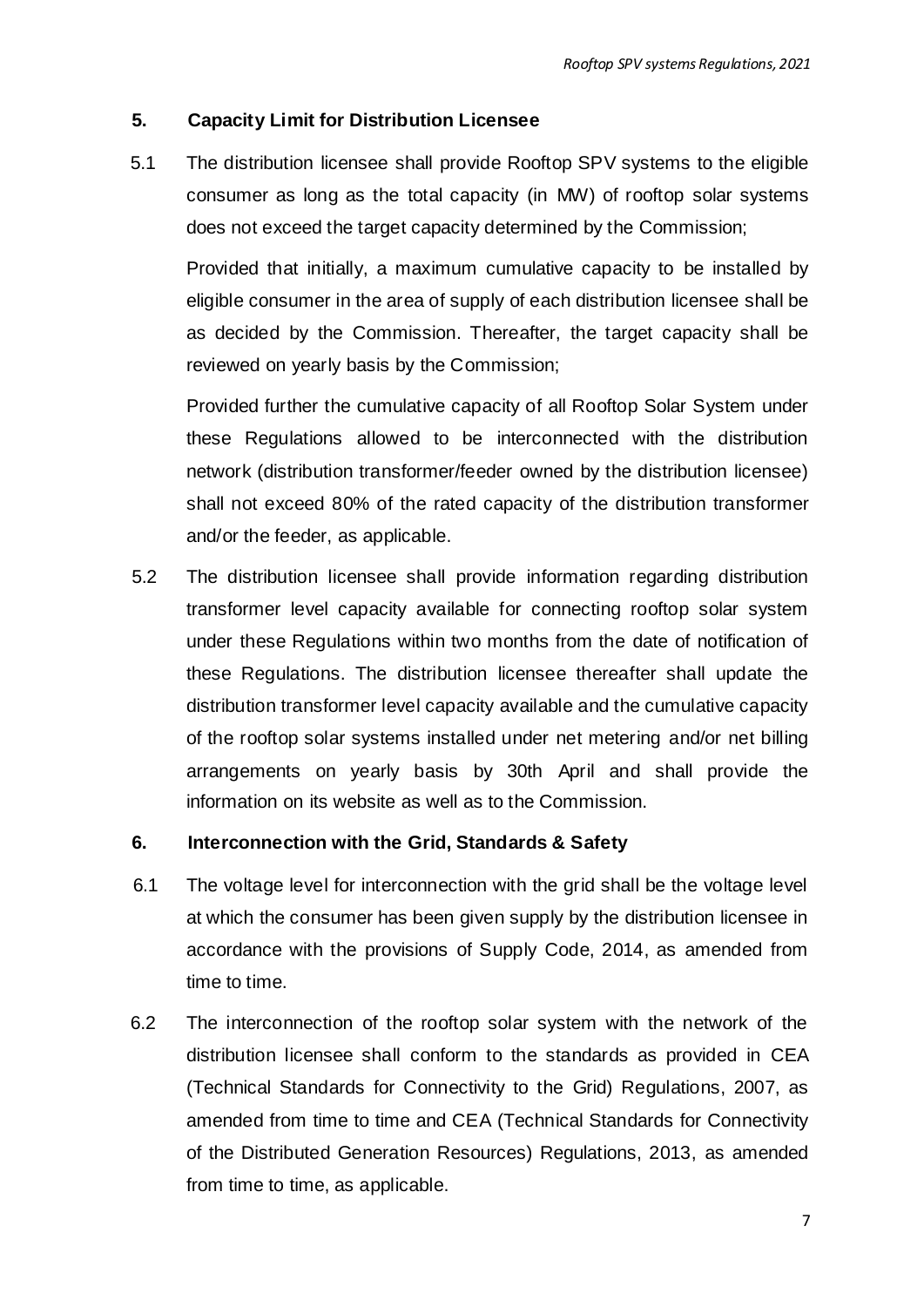## 5. Capacity Limit for Distribution Licensee

5.1 The distribution licensee shall provide Rooftop SPV systems to the eligible consumer as long as the total capacity (in MW) of rooftop solar systems does not exceed the target capacity determined by the Commission;

Provided that initially, a maximum cumulative capacity to be installed by eligible consumer in the area of supply of each distribution licensee shall be as decided by the Commission. Thereafter, the target capacity shall be reviewed on yearly basis by the Commission;

Provided further the cumulative capacity of all Rooftop Solar System under these Regulations allowed to be interconnected with the distribution network (distribution transformer/feeder owned by the distribution licensee) shall not exceed 80% of the rated capacity of the distribution transformer and/or the feeder, as applicable.

5.2 The distribution licensee shall provide information regarding distribution transformer level capacity available for connecting rooftop solar system under these Regulations within two months from the date of notification of these Regulations. The distribution licensee thereafter shall update the distribution transformer level capacity available and the cumulative capacity of the rooftop solar systems installed under net metering and/or net billing arrangements on yearly basis by 30th April and shall provide the information on its website as well as to the Commission.

## 6. Interconnection with the Grid, Standards & Safety

6.1 The voltage level for interconnection with the grid shall be the voltage level at which the consumer has been given supply by the distribution licensee in accordance with the provisions of Supply Code, 2014, as amended from time to time.

6.2 The interconnection of the rooftop solar system with the network of the distribution licensee shall conform to the standards as provided in CEA (Technical Standards for Connectivity to the Grid) Regulations, 2007, as amended from time to time and CEA (Technical Standards for Connectivity of the Distributed Generation Resources) Regulations, 2013, as amended from time to time, as applicable.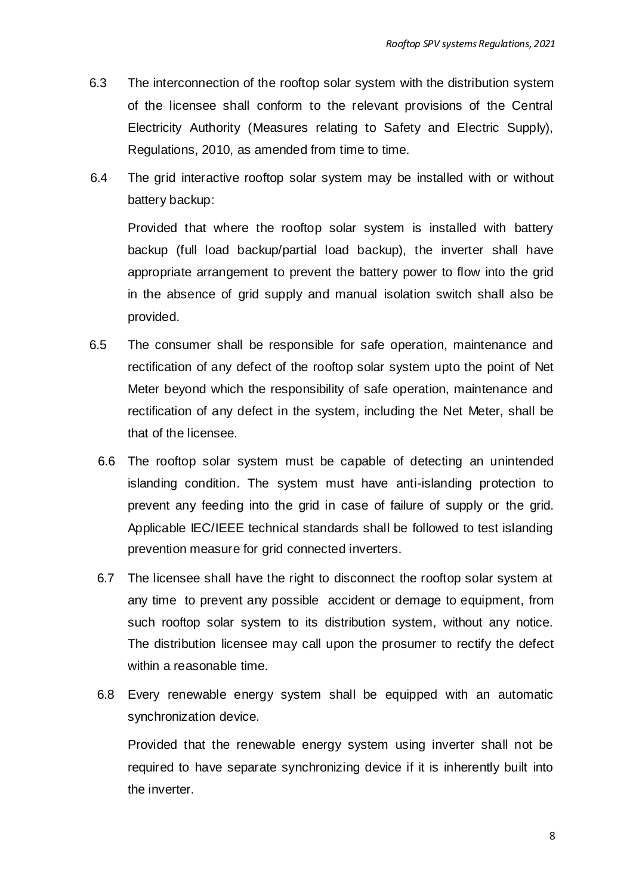6.3 The interconnection of the rooftop solar system with the distribution system of the licensee shall conform to the relevant provisions of the Central Electricity Authority (Measures relating to Safety and Electric Supply), Regulations, 2010, as amended from time to time.

6.4 The grid interactive rooftop solar system may be installed with or without battery backup:

Provided that where the rooftop solar system is installed with battery backup (full load backup/partial load backup), the inverter shall have appropriate arrangement to prevent the battery power to flow into the grid in the absence of grid supply and manual isolation switch shall also be provided.

6.5 The consumer shall be responsible for safe operation, maintenance and rectification of any defect of the rooftop solar system upto the point of Net Meter beyond which the responsibility of safe operation, maintenance and rectification of any defect in the system, including the Net Meter, shall be that of the licensee.

6.6 The rooftop solar system must be capable of detecting an unintended islanding condition. The system must have anti-islanding protection to prevent any feeding into the grid in case of failure of supply or the grid. Applicable IEC/IEEE technical standards shall be followed to test islanding prevention measure for grid connected inverters.

6.7 The licensee shall have the right to disconnect the rooftop solar system at any time to prevent any possible accident or demage to equipment, from such rooftop solar system to its distribution system, without any notice. The distribution licensee may call upon the prosumer to rectify the defect within a reasonable time.

6.8 Every renewable energy system shall be equipped with an automatic synchronization device.

Provided that the renewable energy system using inverter shall not be required to have separate synchronizing device if it is inherently built into the inverter.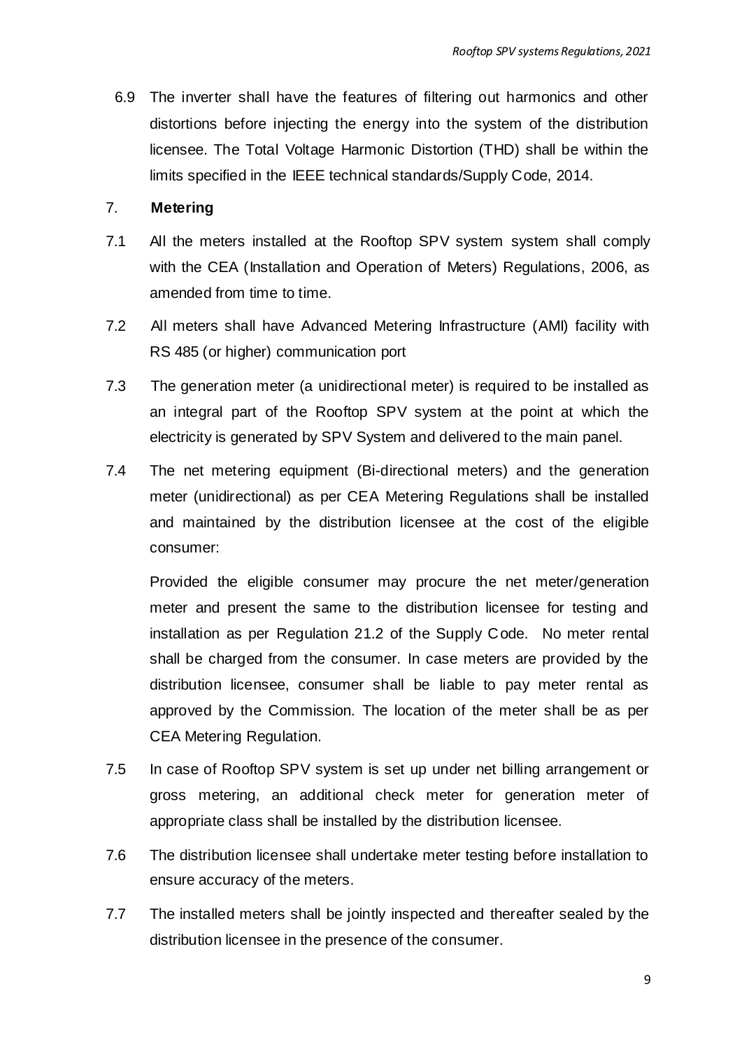6.9 The inverter shall have the features of filtering out harmonics and other distortions before injecting the energy into the system of the distribution licensee. The Total Voltage Harmonic Distortion (THD) shall be within the limits specified in the IEEE technical standards/Supply Code, 2014.

## 7. **Metering**

7.1 All the meters installed at the Rooftop SPV system system shall comply with the CEA (Installation and Operation of Meters) Regulations, 2006, as amended from time to time.

7.2 All meters shall have Advanced Metering Infrastructure (AMI) facility with RS 485 (or higher) communication port

7.3 The generation meter (a unidirectional meter) is required to be installed as an integral part of the Rooftop SPV system at the point at which the electricity is generated by SPV System and delivered to the main panel.

7.4 The net metering equipment (Bi-directional meters) and the generation meter (unidirectional) as per CEA Metering Regulations shall be installed and maintained by the distribution licensee at the cost of the eligible consumer:

Provided the eligible consumer may procure the net meter/generation meter and present the same to the distribution licensee for testing and installation as per Regulation 21.2 of the Supply Code. No meter rental shall be charged from the consumer. In case meters are provided by the distribution licensee, consumer shall be liable to pay meter rental as approved by the Commission. The location of the meter shall be as per CEA Metering Regulation.

7.5 In case of Rooftop SPV system is set up under net billing arrangement or gross metering, an additional check meter for generation meter of appropriate class shall be installed by the distribution licensee.

7.6 The distribution licensee shall undertake meter testing before installation to ensure accuracy of the meters.

7.7 The installed meters shall be jointly inspected and thereafter sealed by the distribution licensee in the presence of the consumer.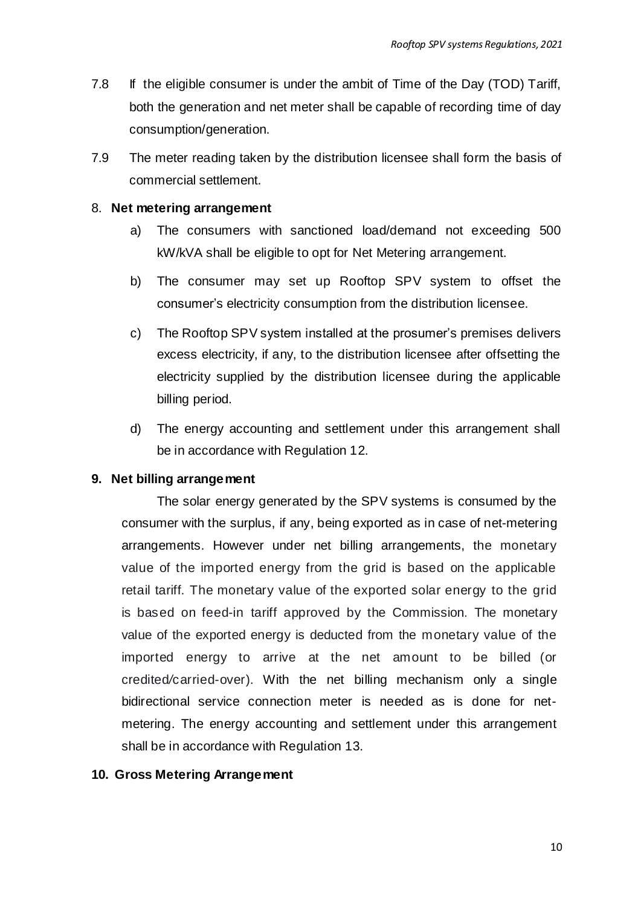7.8 If the eligible consumer is under the ambit of Time of the Day (TOD) Tariff, both the generation and net meter shall be capable of recording time of day consumption/generation.

7.9 The meter reading taken by the distribution licensee shall form the basis of commercial settlement.

8. **Net metering arrangement**

   a) The consumers with sanctioned load/demand not exceeding 500 kW/kVA shall be eligible to opt for Net Metering arrangement.

   b) The consumer may set up Rooftop SPV system to offset the consumer's electricity consumption from the distribution licensee.

   c) The Rooftop SPV system installed at the prosumer's premises delivers excess electricity, if any, to the distribution licensee after offsetting the electricity supplied by the distribution licensee during the applicable billing period.

   d) The energy accounting and settlement under this arrangement shall be in accordance with Regulation 12.

**9. Net billing arrangement**

The solar energy generated by the SPV systems is consumed by the consumer with the surplus, if any, being exported as in case of net-metering arrangements. However under net billing arrangements, the monetary value of the imported energy from the grid is based on the applicable retail tariff. The monetary value of the exported solar energy to the grid is based on feed-in tariff approved by the Commission. The monetary value of the exported energy is deducted from the monetary value of the imported energy to arrive at the net amount to be billed (or credited/carried-over). With the net billing mechanism only a single bidirectional service connection meter is needed as is done for net-metering. The energy accounting and settlement under this arrangement shall be in accordance with Regulation 13.

**10. Gross Metering Arrangement**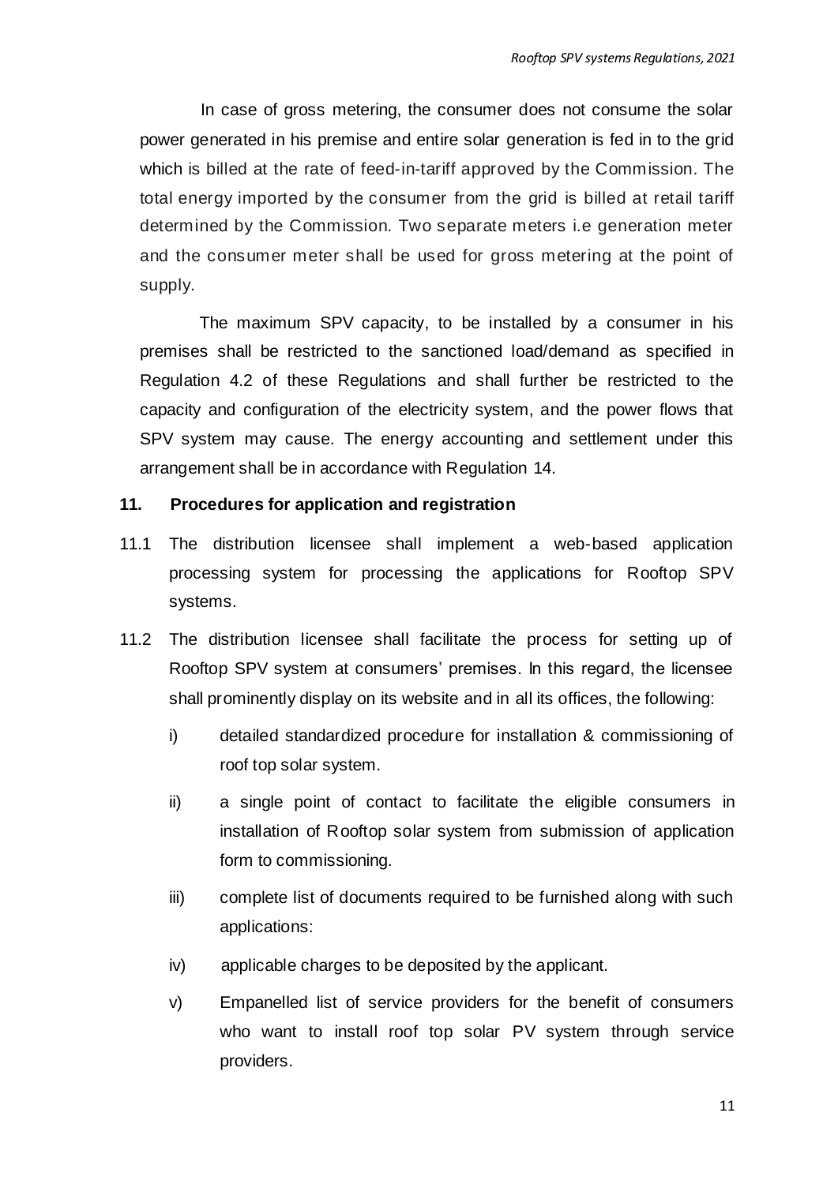In case of gross metering, the consumer does not consume the solar power generated in his premise and entire solar generation is fed in to the grid which is billed at the rate of feed-in-tariff approved by the Commission. The total energy imported by the consumer from the grid is billed at retail tariff determined by the Commission. Two separate meters i.e generation meter and the consumer meter shall be used for gross metering at the point of supply.

The maximum SPV capacity, to be installed by a consumer in his premises shall be restricted to the sanctioned load/demand as specified in Regulation 4.2 of these Regulations and shall further be restricted to the capacity and configuration of the electricity system, and the power flows that SPV system may cause. The energy accounting and settlement under this arrangement shall be in accordance with Regulation 14.

## 11. Procedures for application and registration

11.1 The distribution licensee shall implement a web-based application processing system for processing the applications for Rooftop SPV systems.

11.2 The distribution licensee shall facilitate the process for setting up of Rooftop SPV system at consumers' premises. In this regard, the licensee shall prominently display on its website and in all its offices, the following:

i) detailed standardized procedure for installation & commissioning of roof top solar system.

ii) a single point of contact to facilitate the eligible consumers in installation of Rooftop solar system from submission of application form to commissioning.

iii) complete list of documents required to be furnished along with such applications:

iv) applicable charges to be deposited by the applicant.

v) Empanelled list of service providers for the benefit of consumers who want to install roof top solar PV system through service providers.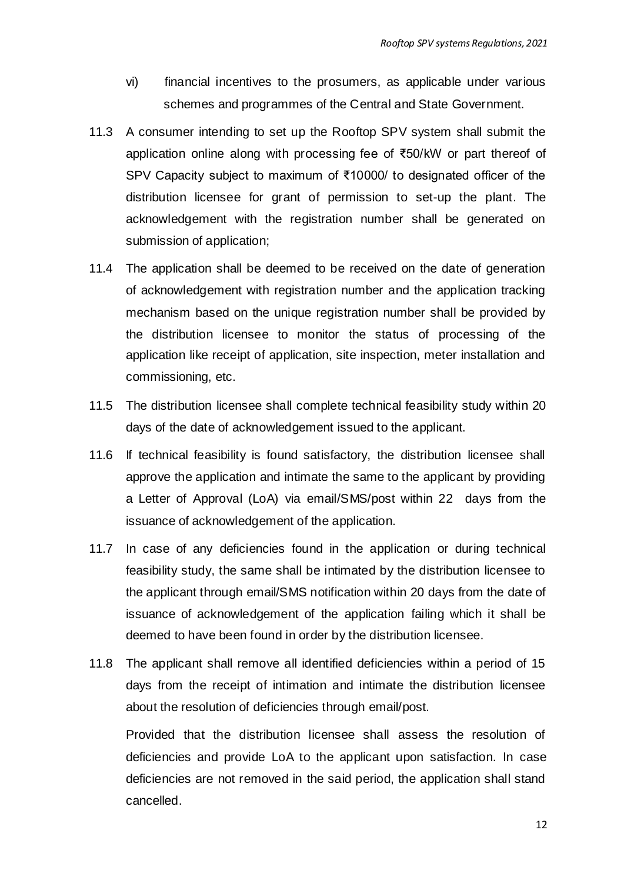vi) financial incentives to the prosumers, as applicable under various schemes and programmes of the Central and State Government.

11.3 A consumer intending to set up the Rooftop SPV system shall submit the application online along with processing fee of ₹50/kW or part thereof of SPV Capacity subject to maximum of ₹10000/ to designated officer of the distribution licensee for grant of permission to set-up the plant. The acknowledgement with the registration number shall be generated on submission of application;

11.4 The application shall be deemed to be received on the date of generation of acknowledgement with registration number and the application tracking mechanism based on the unique registration number shall be provided by the distribution licensee to monitor the status of processing of the application like receipt of application, site inspection, meter installation and commissioning, etc.

11.5 The distribution licensee shall complete technical feasibility study within 20 days of the date of acknowledgement issued to the applicant.

11.6 If technical feasibility is found satisfactory, the distribution licensee shall approve the application and intimate the same to the applicant by providing a Letter of Approval (LoA) via email/SMS/post within 22 days from the issuance of acknowledgement of the application.

11.7 In case of any deficiencies found in the application or during technical feasibility study, the same shall be intimated by the distribution licensee to the applicant through email/SMS notification within 20 days from the date of issuance of acknowledgement of the application failing which it shall be deemed to have been found in order by the distribution licensee.

11.8 The applicant shall remove all identified deficiencies within a period of 15 days from the receipt of intimation and intimate the distribution licensee about the resolution of deficiencies through email/post.

Provided that the distribution licensee shall assess the resolution of deficiencies and provide LoA to the applicant upon satisfaction. In case deficiencies are not removed in the said period, the application shall stand cancelled.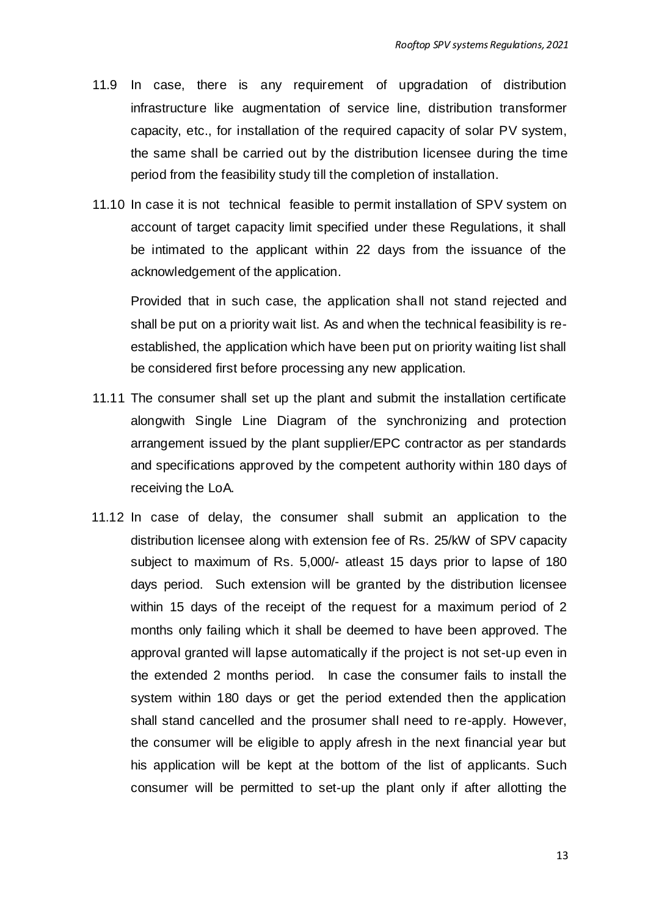11.9 In case, there is any requirement of upgradation of distribution infrastructure like augmentation of service line, distribution transformer capacity, etc., for installation of the required capacity of solar PV system, the same shall be carried out by the distribution licensee during the time period from the feasibility study till the completion of installation.

11.10 In case it is not technical feasible to permit installation of SPV system on account of target capacity limit specified under these Regulations, it shall be intimated to the applicant within 22 days from the issuance of the acknowledgement of the application.

Provided that in such case, the application shall not stand rejected and shall be put on a priority wait list. As and when the technical feasibility is re-established, the application which have been put on priority waiting list shall be considered first before processing any new application.

11.11 The consumer shall set up the plant and submit the installation certificate alongwith Single Line Diagram of the synchronizing and protection arrangement issued by the plant supplier/EPC contractor as per standards and specifications approved by the competent authority within 180 days of receiving the LoA.

11.12 In case of delay, the consumer shall submit an application to the distribution licensee along with extension fee of Rs. 25/kW of SPV capacity subject to maximum of Rs. 5,000/- atleast 15 days prior to lapse of 180 days period. Such extension will be granted by the distribution licensee within 15 days of the receipt of the request for a maximum period of 2 months only failing which it shall be deemed to have been approved. The approval granted will lapse automatically if the project is not set-up even in the extended 2 months period. In case the consumer fails to install the system within 180 days or get the period extended then the application shall stand cancelled and the prosumer shall need to re-apply. However, the consumer will be eligible to apply afresh in the next financial year but his application will be kept at the bottom of the list of applicants. Such consumer will be permitted to set-up the plant only if after allotting the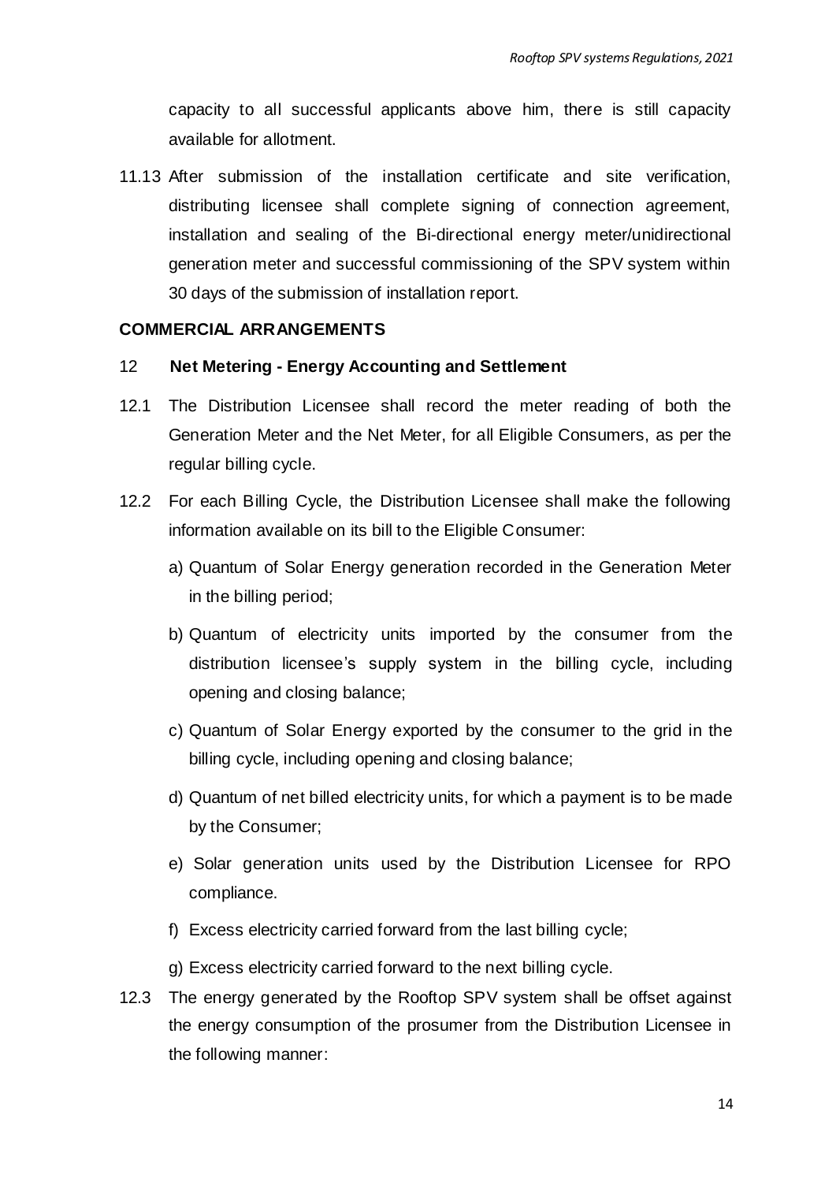capacity to all successful applicants above him, there is still capacity available for allotment.

11.13 After submission of the installation certificate and site verification, distributing licensee shall complete signing of connection agreement, installation and sealing of the Bi-directional energy meter/unidirectional generation meter and successful commissioning of the SPV system within 30 days of the submission of installation report.

**COMMERCIAL ARRANGEMENTS**

## 12 Net Metering - Energy Accounting and Settlement

12.1 The Distribution Licensee shall record the meter reading of both the Generation Meter and the Net Meter, for all Eligible Consumers, as per the regular billing cycle.

12.2 For each Billing Cycle, the Distribution Licensee shall make the following information available on its bill to the Eligible Consumer:

a) Quantum of Solar Energy generation recorded in the Generation Meter in the billing period;

b) Quantum of electricity units imported by the consumer from the distribution licensee's supply system in the billing cycle, including opening and closing balance;

c) Quantum of Solar Energy exported by the consumer to the grid in the billing cycle, including opening and closing balance;

d) Quantum of net billed electricity units, for which a payment is to be made by the Consumer;

e) Solar generation units used by the Distribution Licensee for RPO compliance.

f) Excess electricity carried forward from the last billing cycle;

g) Excess electricity carried forward to the next billing cycle.

12.3 The energy generated by the Rooftop SPV system shall be offset against the energy consumption of the prosumer from the Distribution Licensee in the following manner: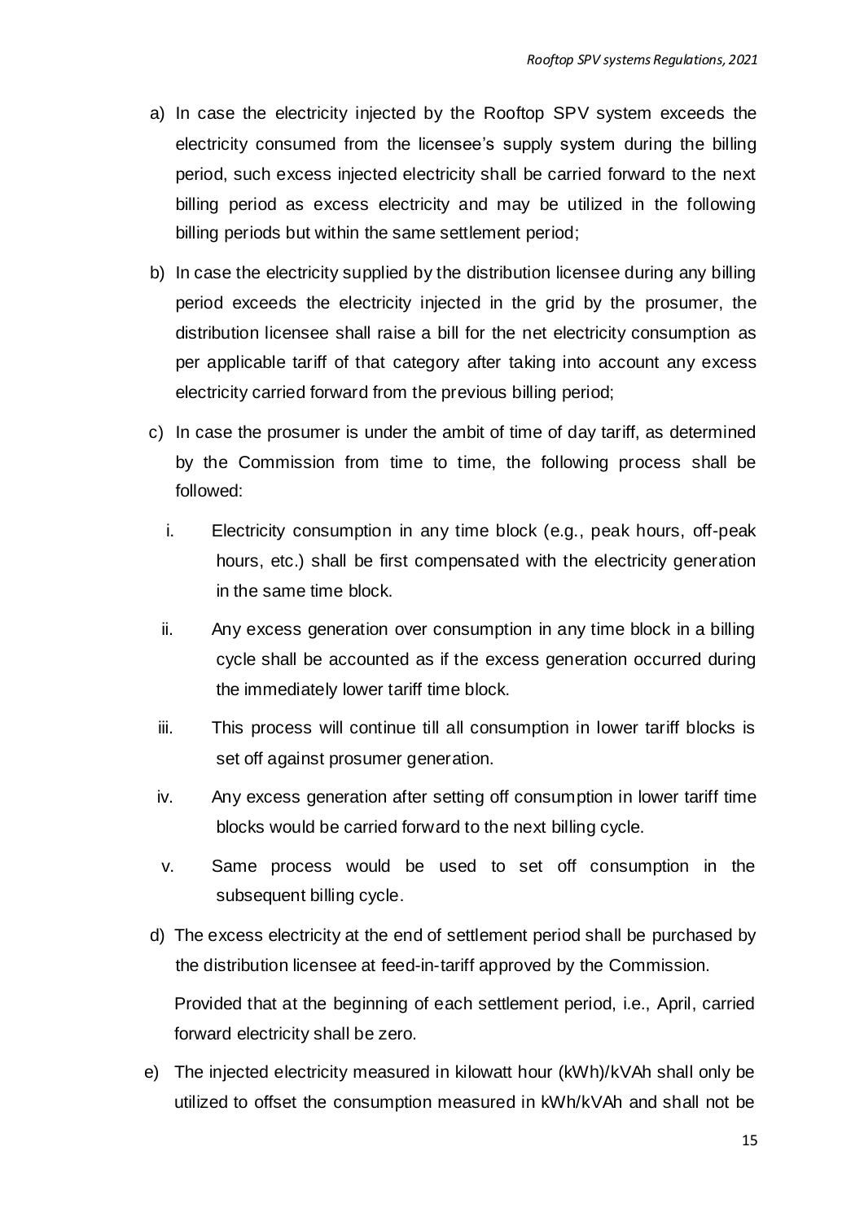a) In case the electricity injected by the Rooftop SPV system exceeds the electricity consumed from the licensee's supply system during the billing period, such excess injected electricity shall be carried forward to the next billing period as excess electricity and may be utilized in the following billing periods but within the same settlement period;

b) In case the electricity supplied by the distribution licensee during any billing period exceeds the electricity injected in the grid by the prosumer, the distribution licensee shall raise a bill for the net electricity consumption as per applicable tariff of that category after taking into account any excess electricity carried forward from the previous billing period;

c) In case the prosumer is under the ambit of time of day tariff, as determined by the Commission from time to time, the following process shall be followed:

   i. Electricity consumption in any time block (e.g., peak hours, off-peak hours, etc.) shall be first compensated with the electricity generation in the same time block.

   ii. Any excess generation over consumption in any time block in a billing cycle shall be accounted as if the excess generation occurred during the immediately lower tariff time block.

   iii. This process will continue till all consumption in lower tariff blocks is set off against prosumer generation.

   iv. Any excess generation after setting off consumption in lower tariff time blocks would be carried forward to the next billing cycle.

   v. Same process would be used to set off consumption in the subsequent billing cycle.

d) The excess electricity at the end of settlement period shall be purchased by the distribution licensee at feed-in-tariff approved by the Commission.

   Provided that at the beginning of each settlement period, i.e., April, carried forward electricity shall be zero.

e) The injected electricity measured in kilowatt hour (kWh)/kVAh shall only be utilized to offset the consumption measured in kWh/kVAh and shall not be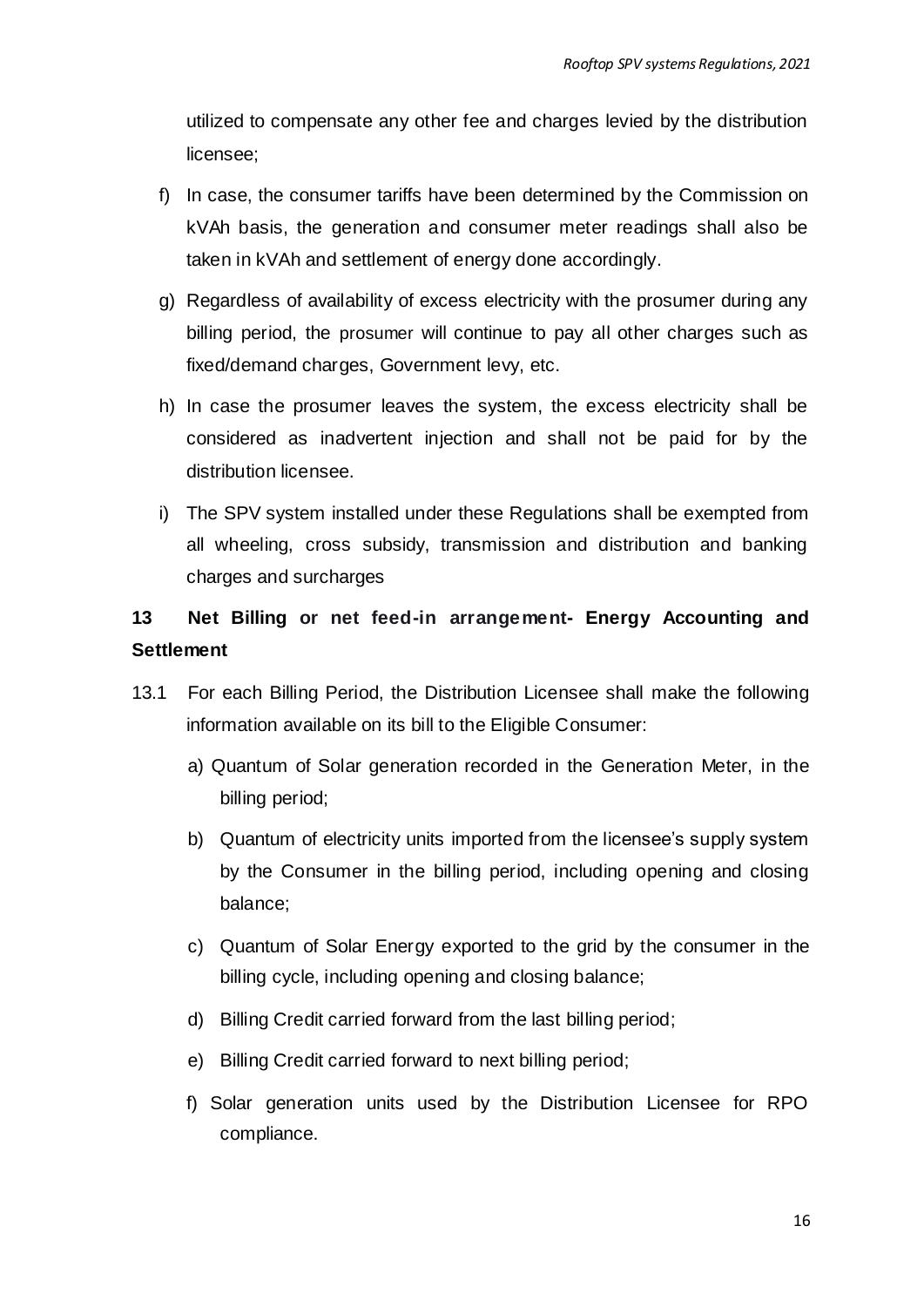utilized to compensate any other fee and charges levied by the distribution licensee;

f) In case, the consumer tariffs have been determined by the Commission on kVAh basis, the generation and consumer meter readings shall also be taken in kVAh and settlement of energy done accordingly.

g) Regardless of availability of excess electricity with the prosumer during any billing period, the prosumer will continue to pay all other charges such as fixed/demand charges, Government levy, etc.

h) In case the prosumer leaves the system, the excess electricity shall be considered as inadvertent injection and shall not be paid for by the distribution licensee.

i) The SPV system installed under these Regulations shall be exempted from all wheeling, cross subsidy, transmission and distribution and banking charges and surcharges

## 13 Net Billing or net feed-in arrangement- Energy Accounting and Settlement

13.1 For each Billing Period, the Distribution Licensee shall make the following information available on its bill to the Eligible Consumer:

a) Quantum of Solar generation recorded in the Generation Meter, in the billing period;

b) Quantum of electricity units imported from the licensee's supply system by the Consumer in the billing period, including opening and closing balance;

c) Quantum of Solar Energy exported to the grid by the consumer in the billing cycle, including opening and closing balance;

d) Billing Credit carried forward from the last billing period;

e) Billing Credit carried forward to next billing period;

f) Solar generation units used by the Distribution Licensee for RPO compliance.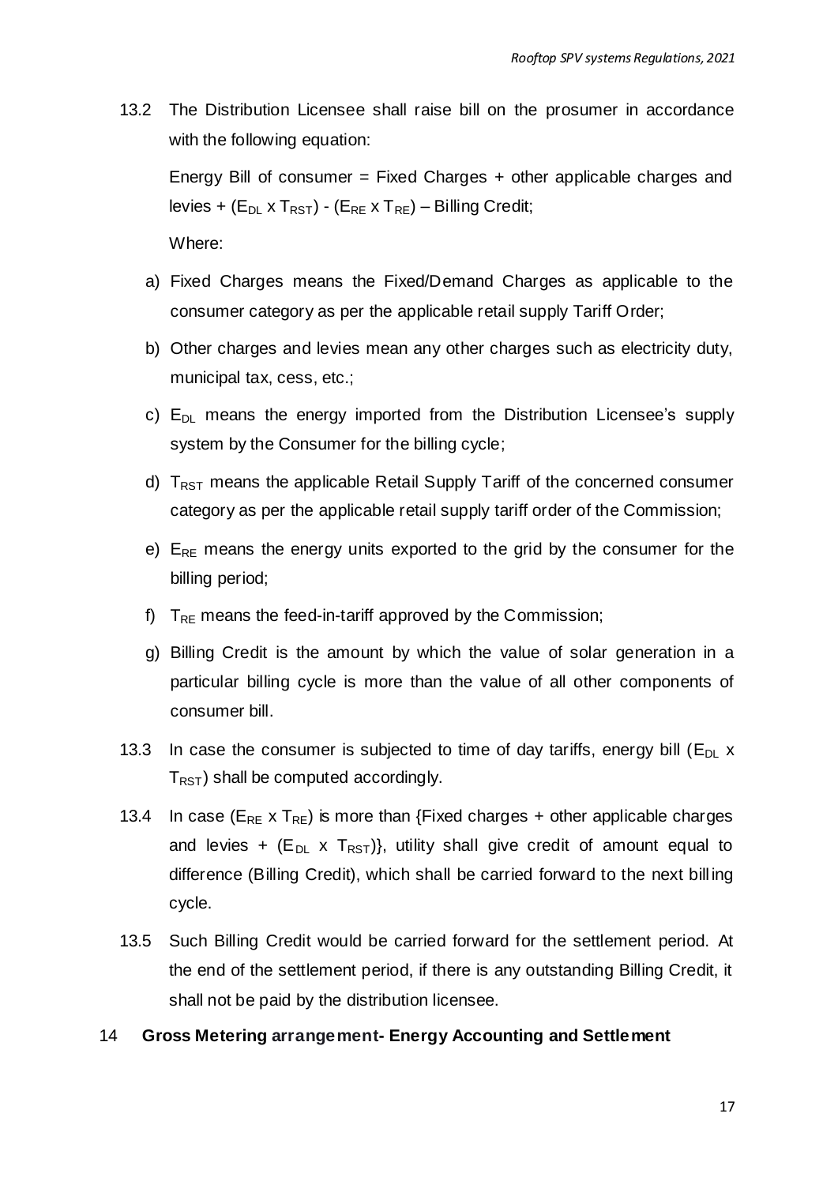13.2 The Distribution Licensee shall raise bill on the prosumer in accordance with the following equation:

Energy Bill of consumer = Fixed Charges + other applicable charges and levies + ($E_{DL}$ x $T_{RST}$) - ($E_{RE}$ x $T_{RE}$) – Billing Credit;

Where:

a) Fixed Charges means the Fixed/Demand Charges as applicable to the consumer category as per the applicable retail supply Tariff Order;

b) Other charges and levies mean any other charges such as electricity duty, municipal tax, cess, etc.;

c) $E_{DL}$ means the energy imported from the Distribution Licensee's supply system by the Consumer for the billing cycle;

d) $T_{RST}$ means the applicable Retail Supply Tariff of the concerned consumer category as per the applicable retail supply tariff order of the Commission;

e) $E_{RE}$ means the energy units exported to the grid by the consumer for the billing period;

f) $T_{RE}$ means the feed-in-tariff approved by the Commission;

g) Billing Credit is the amount by which the value of solar generation in a particular billing cycle is more than the value of all other components of consumer bill.

13.3 In case the consumer is subjected to time of day tariffs, energy bill ($E_{DL}$ x $T_{RST}$) shall be computed accordingly.

13.4 In case ($E_{RE}$ x $T_{RE}$) is more than {Fixed charges + other applicable charges and levies + ($E_{DL}$ x $T_{RST}$)}, utility shall give credit of amount equal to difference (Billing Credit), which shall be carried forward to the next billing cycle.

13.5 Such Billing Credit would be carried forward for the settlement period. At the end of the settlement period, if there is any outstanding Billing Credit, it shall not be paid by the distribution licensee.

## 14 Gross Metering arrangement- Energy Accounting and Settlement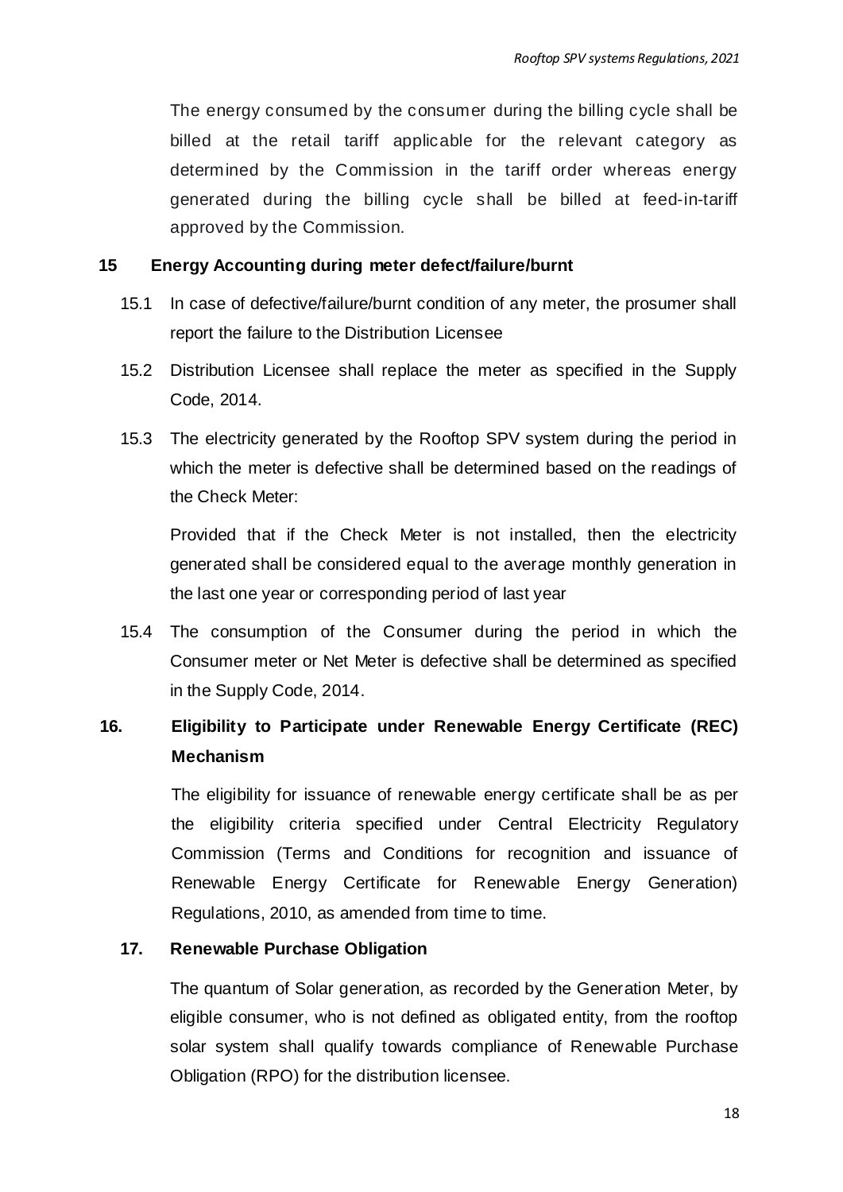The energy consumed by the consumer during the billing cycle shall be billed at the retail tariff applicable for the relevant category as determined by the Commission in the tariff order whereas energy generated during the billing cycle shall be billed at feed-in-tariff approved by the Commission.

## 15 Energy Accounting during meter defect/failure/burnt

15.1 In case of defective/failure/burnt condition of any meter, the prosumer shall report the failure to the Distribution Licensee

15.2 Distribution Licensee shall replace the meter as specified in the Supply Code, 2014.

15.3 The electricity generated by the Rooftop SPV system during the period in which the meter is defective shall be determined based on the readings of the Check Meter:

Provided that if the Check Meter is not installed, then the electricity generated shall be considered equal to the average monthly generation in the last one year or corresponding period of last year

15.4 The consumption of the Consumer during the period in which the Consumer meter or Net Meter is defective shall be determined as specified in the Supply Code, 2014.

## 16. Eligibility to Participate under Renewable Energy Certificate (REC) Mechanism

The eligibility for issuance of renewable energy certificate shall be as per the eligibility criteria specified under Central Electricity Regulatory Commission (Terms and Conditions for recognition and issuance of Renewable Energy Certificate for Renewable Energy Generation) Regulations, 2010, as amended from time to time.

## 17. Renewable Purchase Obligation

The quantum of Solar generation, as recorded by the Generation Meter, by eligible consumer, who is not defined as obligated entity, from the rooftop solar system shall qualify towards compliance of Renewable Purchase Obligation (RPO) for the distribution licensee.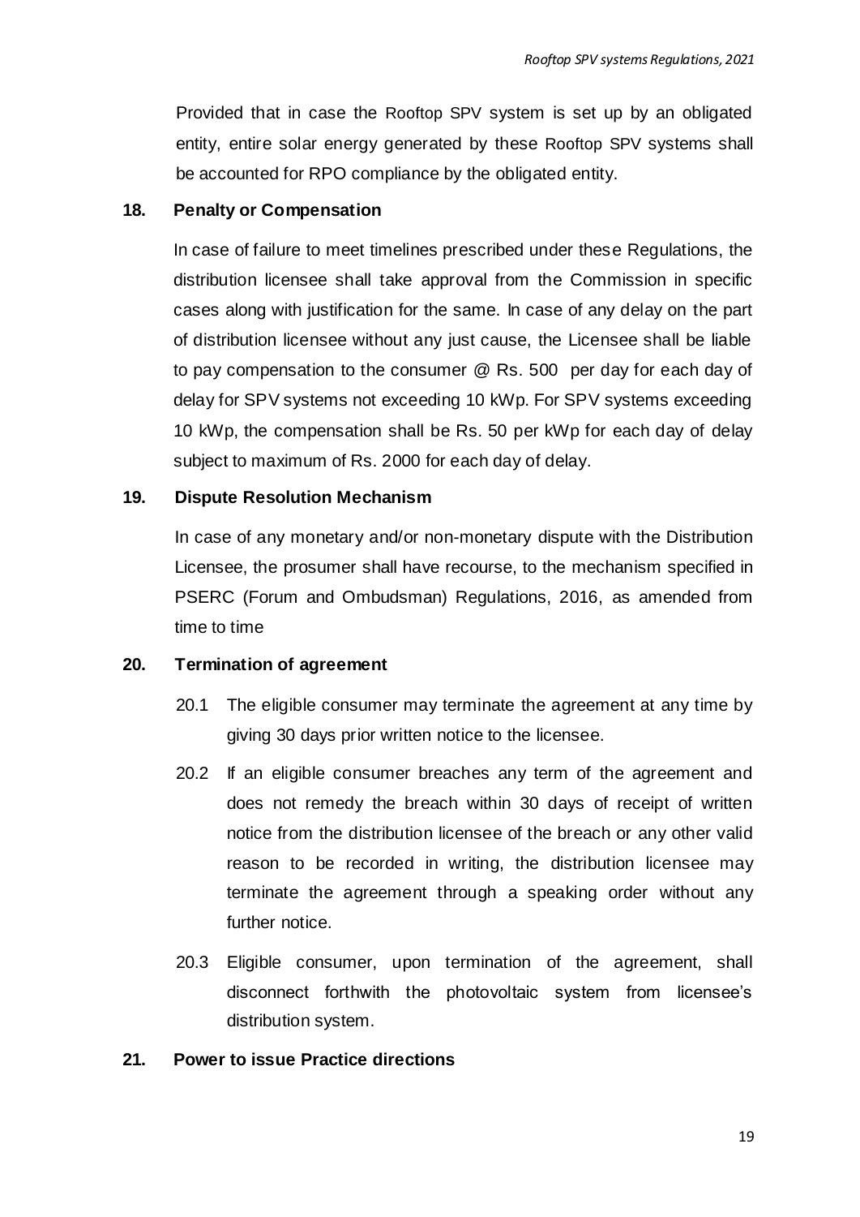Provided that in case the Rooftop SPV system is set up by an obligated entity, entire solar energy generated by these Rooftop SPV systems shall be accounted for RPO compliance by the obligated entity.

### 18. Penalty or Compensation

In case of failure to meet timelines prescribed under these Regulations, the distribution licensee shall take approval from the Commission in specific cases along with justification for the same. In case of any delay on the part of distribution licensee without any just cause, the Licensee shall be liable to pay compensation to the consumer @ Rs. 500 per day for each day of delay for SPV systems not exceeding 10 kWp. For SPV systems exceeding 10 kWp, the compensation shall be Rs. 50 per kWp for each day of delay subject to maximum of Rs. 2000 for each day of delay.

### 19. Dispute Resolution Mechanism

In case of any monetary and/or non-monetary dispute with the Distribution Licensee, the prosumer shall have recourse, to the mechanism specified in PSERC (Forum and Ombudsman) Regulations, 2016, as amended from time to time

### 20. Termination of agreement

20.1 The eligible consumer may terminate the agreement at any time by giving 30 days prior written notice to the licensee.

20.2 If an eligible consumer breaches any term of the agreement and does not remedy the breach within 30 days of receipt of written notice from the distribution licensee of the breach or any other valid reason to be recorded in writing, the distribution licensee may terminate the agreement through a speaking order without any further notice.

20.3 Eligible consumer, upon termination of the agreement, shall disconnect forthwith the photovoltaic system from licensee's distribution system.

### 21. Power to issue Practice directions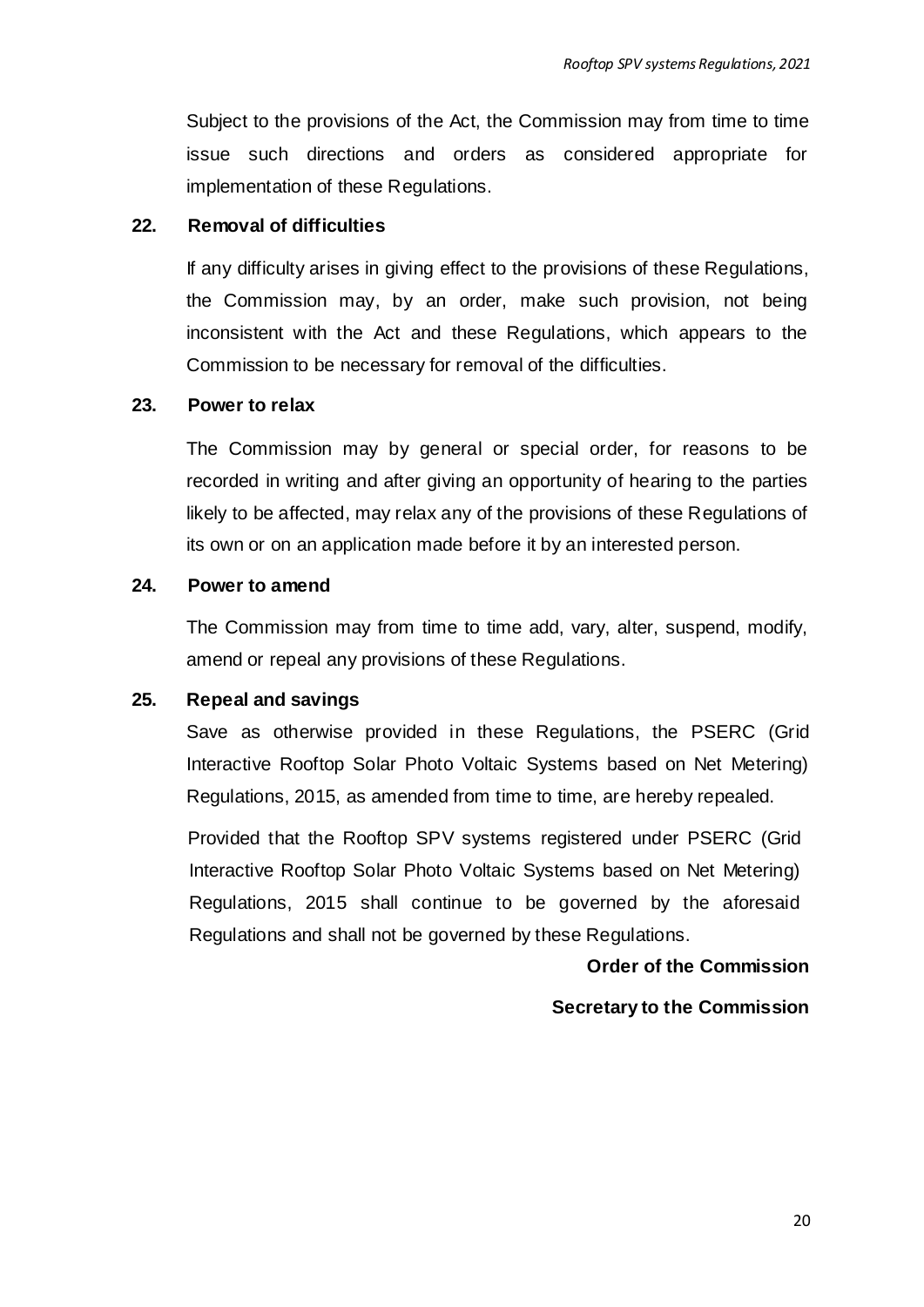Subject to the provisions of the Act, the Commission may from time to time issue such directions and orders as considered appropriate for implementation of these Regulations.

**22. Removal of difficulties**

If any difficulty arises in giving effect to the provisions of these Regulations, the Commission may, by an order, make such provision, not being inconsistent with the Act and these Regulations, which appears to the Commission to be necessary for removal of the difficulties.

**23. Power to relax**

The Commission may by general or special order, for reasons to be recorded in writing and after giving an opportunity of hearing to the parties likely to be affected, may relax any of the provisions of these Regulations of its own or on an application made before it by an interested person.

**24. Power to amend**

The Commission may from time to time add, vary, alter, suspend, modify, amend or repeal any provisions of these Regulations.

**25. Repeal and savings**

Save as otherwise provided in these Regulations, the PSERC (Grid Interactive Rooftop Solar Photo Voltaic Systems based on Net Metering) Regulations, 2015, as amended from time to time, are hereby repealed.

Provided that the Rooftop SPV systems registered under PSERC (Grid Interactive Rooftop Solar Photo Voltaic Systems based on Net Metering) Regulations, 2015 shall continue to be governed by the aforesaid Regulations and shall not be governed by these Regulations.

**Order of the Commission**

**Secretary to the Commission**